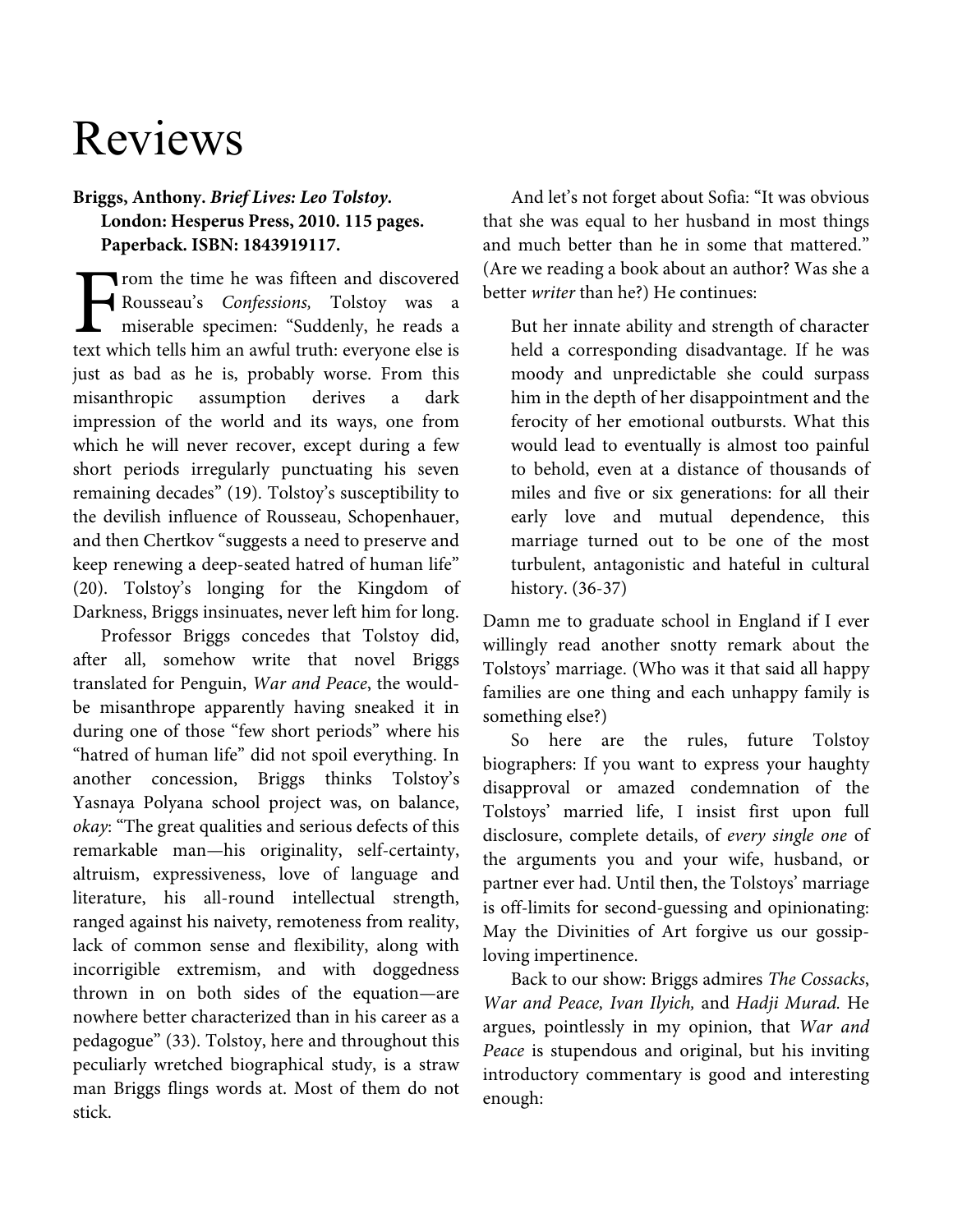# Reviews

**Briggs, Anthony. *Brief Lives: Leo Tolstoy*. London: Hesperus Press, 2010. 115 pages. Paperback. ISBN: 1843919117.**

From the time he was fifteen and discovered Rousseau's *Confessions,* Tolstoy was a miserable specimen: "Suddenly, he reads a text which tells him an awful truth: everyone else is just as bad as he is, probably worse. From this misanthropic assumption derives a dark impression of the world and its ways, one from which he will never recover, except during a few short periods irregularly punctuating his seven remaining decades" (19). Tolstoy's susceptibility to the devilish influence of Rousseau, Schopenhauer, and then Chertkov "suggests a need to preserve and keep renewing a deep-seated hatred of human life" (20). Tolstoy's longing for the Kingdom of Darkness, Briggs insinuates, never left him for long.

Professor Briggs concedes that Tolstoy did, after all, somehow write that novel Briggs translated for Penguin, *War and Peace*, the would-be misanthrope apparently having sneaked it in during one of those "few short periods" where his "hatred of human life" did not spoil everything. In another concession, Briggs thinks Tolstoy's Yasnaya Polyana school project was, on balance, *okay*: "The great qualities and serious defects of this remarkable man—his originality, self-certainty, altruism, expressiveness, love of language and literature, his all-round intellectual strength, ranged against his naivety, remoteness from reality, lack of common sense and flexibility, along with incorrigible extremism, and with doggedness thrown in on both sides of the equation—are nowhere better characterized than in his career as a pedagogue" (33). Tolstoy, here and throughout this peculiarly wretched biographical study, is a straw man Briggs flings words at. Most of them do not stick.

And let's not forget about Sofia: "It was obvious that she was equal to her husband in most things and much better than he in some that mattered." (Are we reading a book about an author? Was she a better *writer* than he?) He continues:

> But her innate ability and strength of character held a corresponding disadvantage. If he was moody and unpredictable she could surpass him in the depth of her disappointment and the ferocity of her emotional outbursts. What this would lead to eventually is almost too painful to behold, even at a distance of thousands of miles and five or six generations: for all their early love and mutual dependence, this marriage turned out to be one of the most turbulent, antagonistic and hateful in cultural history. (36-37)

Damn me to graduate school in England if I ever willingly read another snotty remark about the Tolstoys' marriage. (Who was it that said all happy families are one thing and each unhappy family is something else?)

So here are the rules, future Tolstoy biographers: If you want to express your haughty disapproval or amazed condemnation of the Tolstoys' married life, I insist first upon full disclosure, complete details, of *every single one* of the arguments you and your wife, husband, or partner ever had. Until then, the Tolstoys' marriage is off-limits for second-guessing and opinionating: May the Divinities of Art forgive us our gossip-loving impertinence.

Back to our show: Briggs admires *The Cossacks*, *War and Peace, Ivan Ilyich,* and *Hadji Murad.* He argues, pointlessly in my opinion, that *War and Peace* is stupendous and original, but his inviting introductory commentary is good and interesting enough: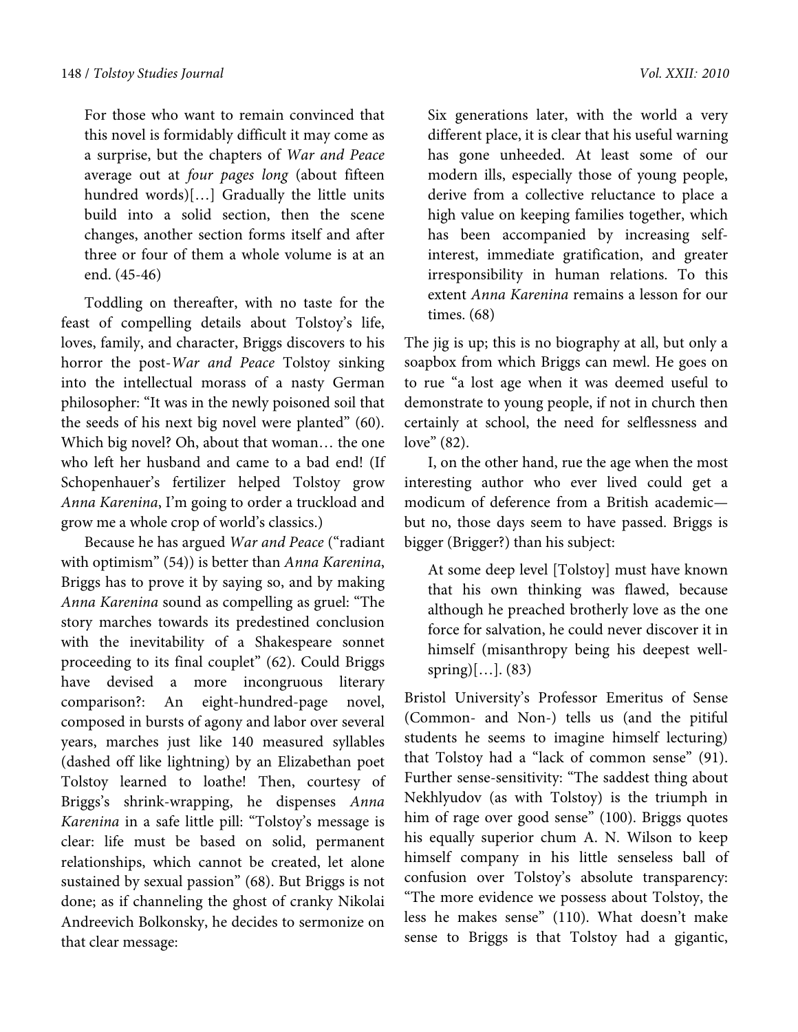> For those who want to remain convinced that this novel is formidably difficult it may come as a surprise, but the chapters of *War and Peace* average out at *four pages long* (about fifteen hundred words)[…] Gradually the little units build into a solid section, then the scene changes, another section forms itself and after three or four of them a whole volume is at an end. (45-46)

Toddling on thereafter, with no taste for the feast of compelling details about Tolstoy's life, loves, family, and character, Briggs discovers to his horror the post-*War and Peace* Tolstoy sinking into the intellectual morass of a nasty German philosopher: "It was in the newly poisoned soil that the seeds of his next big novel were planted" (60). Which big novel? Oh, about that woman… the one who left her husband and came to a bad end! (If Schopenhauer's fertilizer helped Tolstoy grow *Anna Karenina*, I'm going to order a truckload and grow me a whole crop of world's classics.)

Because he has argued *War and Peace* ("radiant with optimism" (54)) is better than *Anna Karenina*, Briggs has to prove it by saying so, and by making *Anna Karenina* sound as compelling as gruel: "The story marches towards its predestined conclusion with the inevitability of a Shakespeare sonnet proceeding to its final couplet" (62). Could Briggs have devised a more incongruous literary comparison?: An eight-hundred-page novel, composed in bursts of agony and labor over several years, marches just like 140 measured syllables (dashed off like lightning) by an Elizabethan poet Tolstoy learned to loathe! Then, courtesy of Briggs's shrink-wrapping, he dispenses *Anna Karenina* in a safe little pill: "Tolstoy's message is clear: life must be based on solid, permanent relationships, which cannot be created, let alone sustained by sexual passion" (68). But Briggs is not done; as if channeling the ghost of cranky Nikolai Andreevich Bolkonsky, he decides to sermonize on that clear message:

> Six generations later, with the world a very different place, it is clear that his useful warning has gone unheeded. At least some of our modern ills, especially those of young people, derive from a collective reluctance to place a high value on keeping families together, which has been accompanied by increasing self-interest, immediate gratification, and greater irresponsibility in human relations. To this extent *Anna Karenina* remains a lesson for our times. (68)

The jig is up; this is no biography at all, but only a soapbox from which Briggs can mewl. He goes on to rue "a lost age when it was deemed useful to demonstrate to young people, if not in church then certainly at school, the need for selflessness and love" (82).

I, on the other hand, rue the age when the most interesting author who ever lived could get a modicum of deference from a British academic—but no, those days seem to have passed. Briggs is bigger (Brigger?) than his subject:

> At some deep level [Tolstoy] must have known that his own thinking was flawed, because although he preached brotherly love as the one force for salvation, he could never discover it in himself (misanthropy being his deepest well-spring)[…]. (83)

Bristol University's Professor Emeritus of Sense (Common- and Non-) tells us (and the pitiful students he seems to imagine himself lecturing) that Tolstoy had a "lack of common sense" (91). Further sense-sensitivity: "The saddest thing about Nekhlyudov (as with Tolstoy) is the triumph in him of rage over good sense" (100). Briggs quotes his equally superior chum A. N. Wilson to keep himself company in his little senseless ball of confusion over Tolstoy's absolute transparency: "The more evidence we possess about Tolstoy, the less he makes sense" (110). What doesn't make sense to Briggs is that Tolstoy had a gigantic,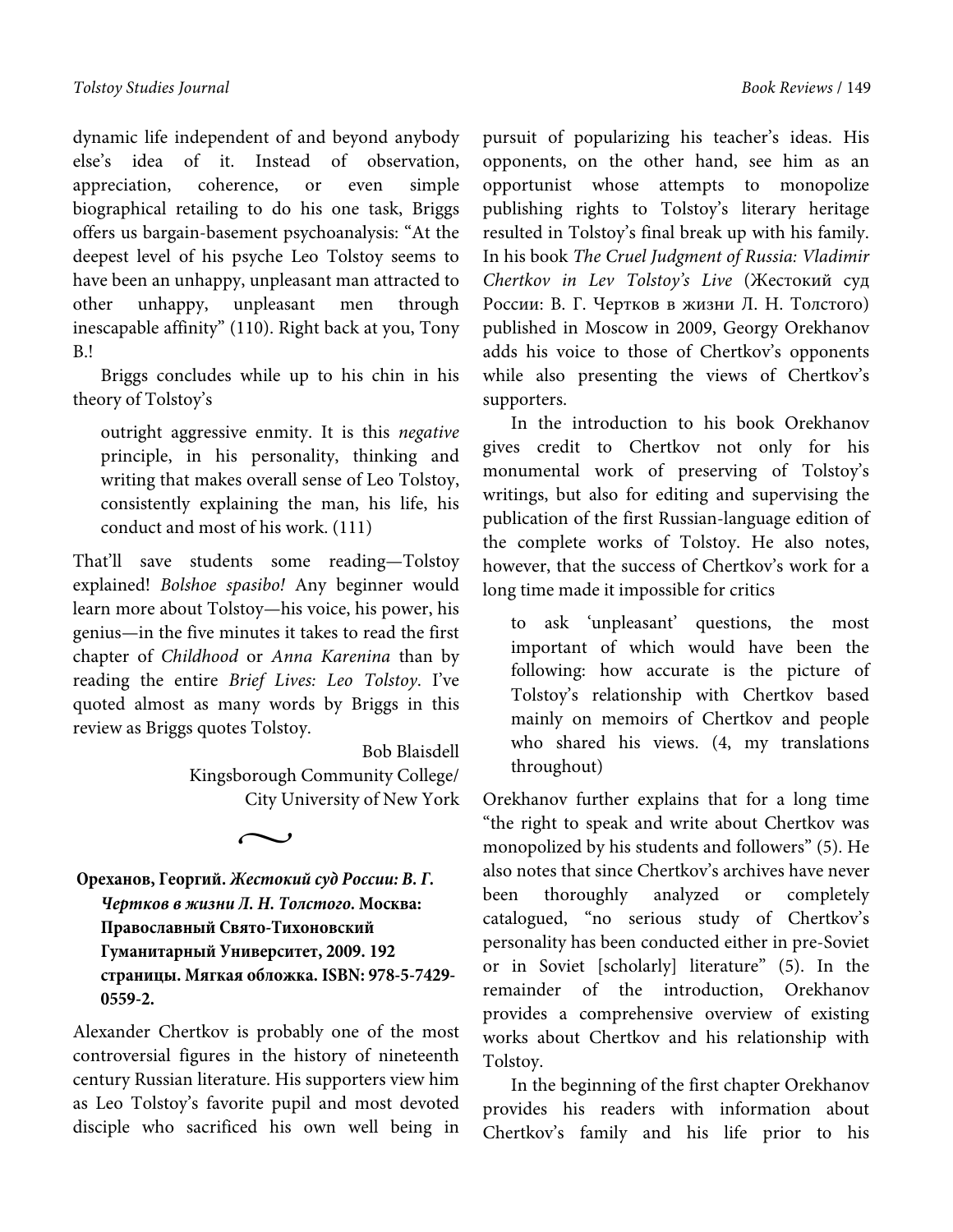dynamic life independent of and beyond anybody else's idea of it. Instead of observation, appreciation, coherence, or even simple biographical retailing to do his one task, Briggs offers us bargain-basement psychoanalysis: "At the deepest level of his psyche Leo Tolstoy seems to have been an unhappy, unpleasant man attracted to other unhappy, unpleasant men through inescapable affinity" (110). Right back at you, Tony B.!

Briggs concludes while up to his chin in his theory of Tolstoy's

> outright aggressive enmity. It is this *negative* principle, in his personality, thinking and writing that makes overall sense of Leo Tolstoy, consistently explaining the man, his life, his conduct and most of his work. (111)

That'll save students some reading—Tolstoy explained! *Bolshoe spasibo!* Any beginner would learn more about Tolstoy—his voice, his power, his genius—in the five minutes it takes to read the first chapter of *Childhood* or *Anna Karenina* than by reading the entire *Brief Lives: Leo Tolstoy*. I've quoted almost as many words by Briggs in this review as Briggs quotes Tolstoy.

Bob Blaisdell
Kingsborough Community College/
City University of New York

~

**Ореханов, Георгий. *Жестокий суд России: В. Г. Чертков в жизни Л. Н. Толстого*. Москва: Православный Свято-Тихоновский Гуманитарный Университет, 2009. 192 страницы. Мягкая обложка. ISBN: 978-5-7429-0559-2.**

Alexander Chertkov is probably one of the most controversial figures in the history of nineteenth century Russian literature. His supporters view him as Leo Tolstoy's favorite pupil and most devoted disciple who sacrificed his own well being in pursuit of popularizing his teacher's ideas. His opponents, on the other hand, see him as an opportunist whose attempts to monopolize publishing rights to Tolstoy's literary heritage resulted in Tolstoy's final break up with his family. In his book *The Cruel Judgment of Russia: Vladimir Chertkov in Lev Tolstoy's Live* (Жестокий суд России: В. Г. Чертков в жизни Л. Н. Толстого) published in Moscow in 2009, Georgy Orekhanov adds his voice to those of Chertkov's opponents while also presenting the views of Chertkov's supporters.

In the introduction to his book Orekhanov gives credit to Chertkov not only for his monumental work of preserving of Tolstoy's writings, but also for editing and supervising the publication of the first Russian-language edition of the complete works of Tolstoy. He also notes, however, that the success of Chertkov's work for a long time made it impossible for critics

> to ask 'unpleasant' questions, the most important of which would have been the following: how accurate is the picture of Tolstoy's relationship with Chertkov based mainly on memoirs of Chertkov and people who shared his views. (4, my translations throughout)

Orekhanov further explains that for a long time "the right to speak and write about Chertkov was monopolized by his students and followers" (5). He also notes that since Chertkov's archives have never been thoroughly analyzed or completely catalogued, "no serious study of Chertkov's personality has been conducted either in pre-Soviet or in Soviet [scholarly] literature" (5). In the remainder of the introduction, Orekhanov provides a comprehensive overview of existing works about Chertkov and his relationship with Tolstoy.

In the beginning of the first chapter Orekhanov provides his readers with information about Chertkov's family and his life prior to his